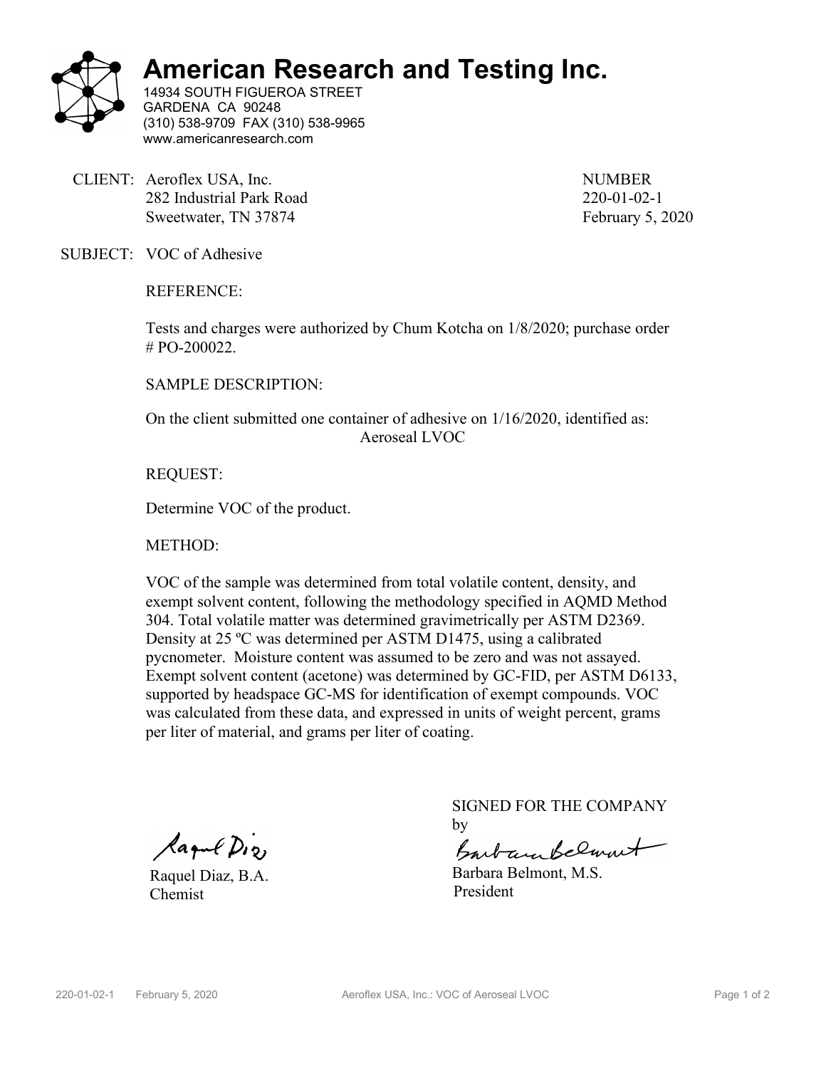# American Research and Testing Inc.

14934 SOUTH FIGUEROA STREET
GARDENA CA 90248
(310) 538-9709 FAX (310) 538-9965
www.americanresearch.com

CLIENT: Aeroflex USA, Inc.
282 Industrial Park Road
Sweetwater, TN 37874

NUMBER
220-01-02-1
February 5, 2020

SUBJECT: VOC of Adhesive

REFERENCE:

Tests and charges were authorized by Chum Kotcha on 1/8/2020; purchase order # PO-200022.

SAMPLE DESCRIPTION:

On the client submitted one container of adhesive on 1/16/2020, identified as:
Aeroseal LVOC

REQUEST:

Determine VOC of the product.

METHOD:

VOC of the sample was determined from total volatile content, density, and exempt solvent content, following the methodology specified in AQMD Method 304. Total volatile matter was determined gravimetrically per ASTM D2369. Density at 25 ºC was determined per ASTM D1475, using a calibrated pycnometer. Moisture content was assumed to be zero and was not assayed. Exempt solvent content (acetone) was determined by GC-FID, per ASTM D6133, supported by headspace GC-MS for identification of exempt compounds. VOC was calculated from these data, and expressed in units of weight percent, grams per liter of material, and grams per liter of coating.

Raquel Diaz, B.A.
Chemist

SIGNED FOR THE COMPANY
by

Barbara Belmont, M.S.
President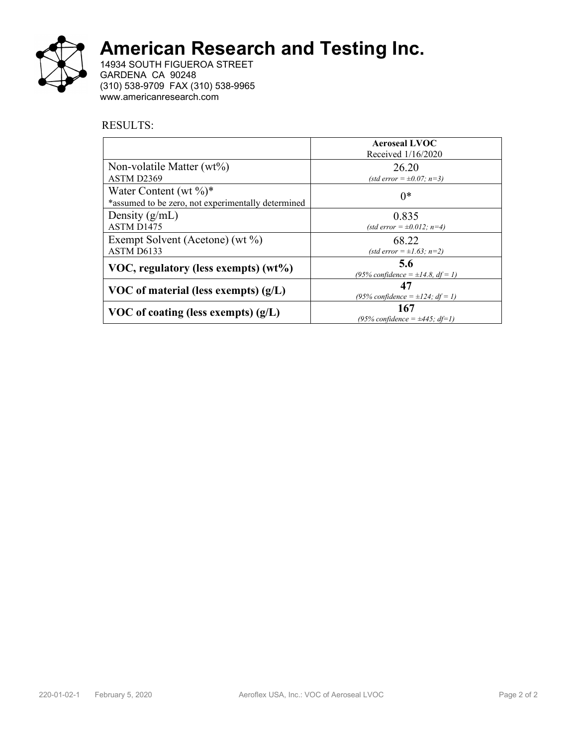# American Research and Testing Inc.

14934 SOUTH FIGUEROA STREET
GARDENA CA 90248
(310) 538-9709 FAX (310) 538-9965
www.americanresearch.com

RESULTS:

| | **Aeroseal LVOC** Received 1/16/2020 |
|---|---|
| Non-volatile Matter (wt%) ASTM D2369 | 26.20 *(std error = ±0.07; n=3)* |
| Water Content (wt %)* *assumed to be zero, not experimentally determined | 0* |
| Density (g/mL) ASTM D1475 | 0.835 *(std error = ±0.012; n=4)* |
| Exempt Solvent (Acetone) (wt %) ASTM D6133 | 68.22 *(std error = ±1.63; n=2)* |
| **VOC, regulatory (less exempts) (wt%)** | **5.6** *(95% confidence = ±14.8, df = 1)* |
| **VOC of material (less exempts) (g/L)** | **47** *(95% confidence = ±124; df = 1)* |
| **VOC of coating (less exempts) (g/L)** | **167** *(95% confidence = ±445; df=1)* |

220-01-02-1 February 5, 2020 Aeroflex USA, Inc.: VOC of Aeroseal LVOC